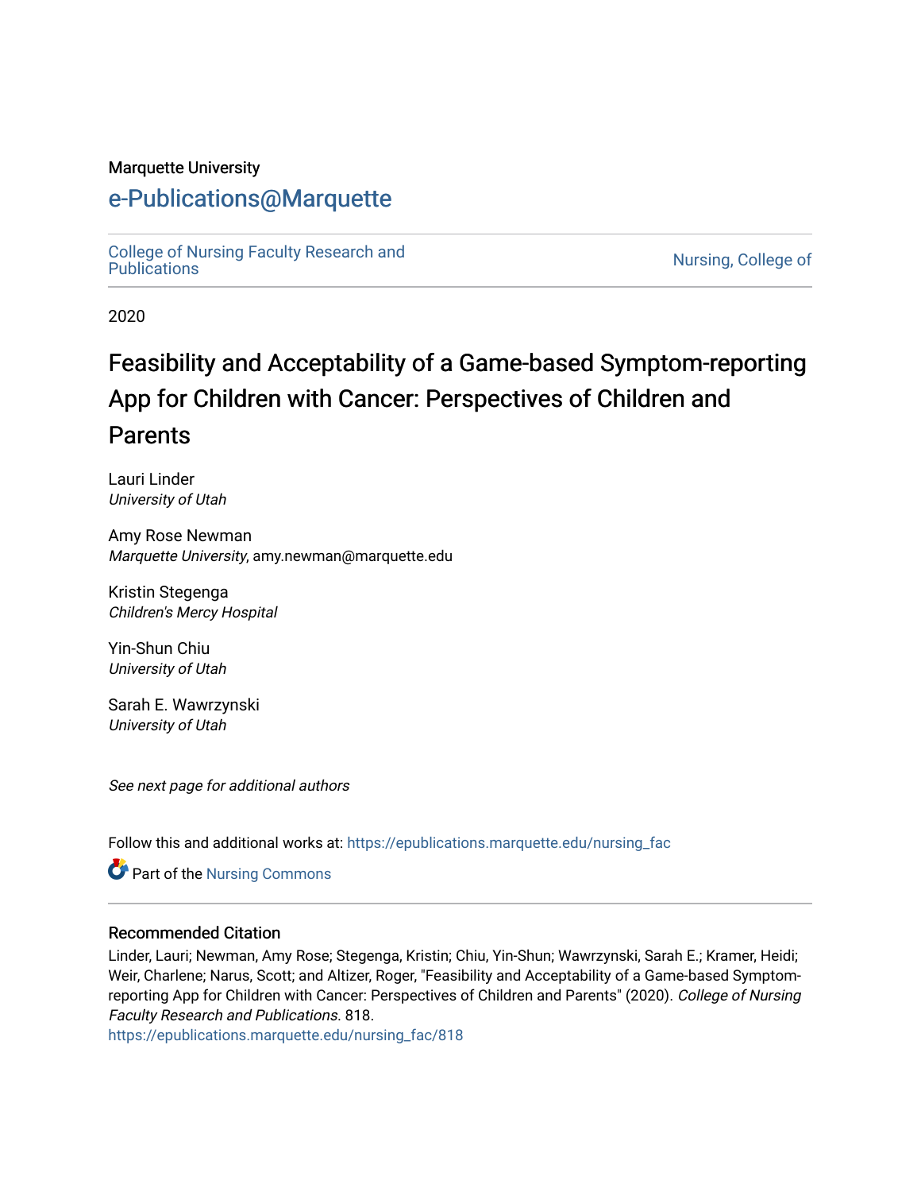Marquette University

# e-Publications@Marquette

College of Nursing Faculty Research and Publications

Nursing, College of

2020

# Feasibility and Acceptability of a Game-based Symptom-reporting App for Children with Cancer: Perspectives of Children and Parents

Lauri Linder
*University of Utah*

Amy Rose Newman
*Marquette University*, amy.newman@marquette.edu

Kristin Stegenga
*Children's Mercy Hospital*

Yin-Shun Chiu
*University of Utah*

Sarah E. Wawrzynski
*University of Utah*

*See next page for additional authors*

Follow this and additional works at: https://epublications.marquette.edu/nursing_fac

Part of the Nursing Commons

## Recommended Citation

Linder, Lauri; Newman, Amy Rose; Stegenga, Kristin; Chiu, Yin-Shun; Wawrzynski, Sarah E.; Kramer, Heidi; Weir, Charlene; Narus, Scott; and Altizer, Roger, "Feasibility and Acceptability of a Game-based Symptom-reporting App for Children with Cancer: Perspectives of Children and Parents" (2020). *College of Nursing Faculty Research and Publications*. 818.
https://epublications.marquette.edu/nursing_fac/818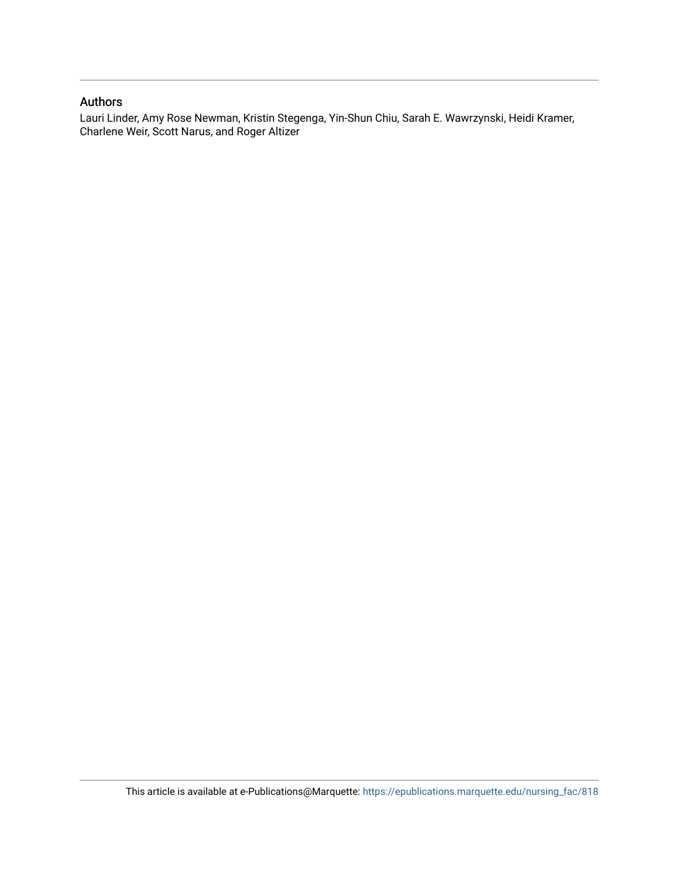## Authors

Lauri Linder, Amy Rose Newman, Kristin Stegenga, Yin-Shun Chiu, Sarah E. Wawrzynski, Heidi Kramer, Charlene Weir, Scott Narus, and Roger Altizer

This article is available at e-Publications@Marquette: https://epublications.marquette.edu/nursing_fac/818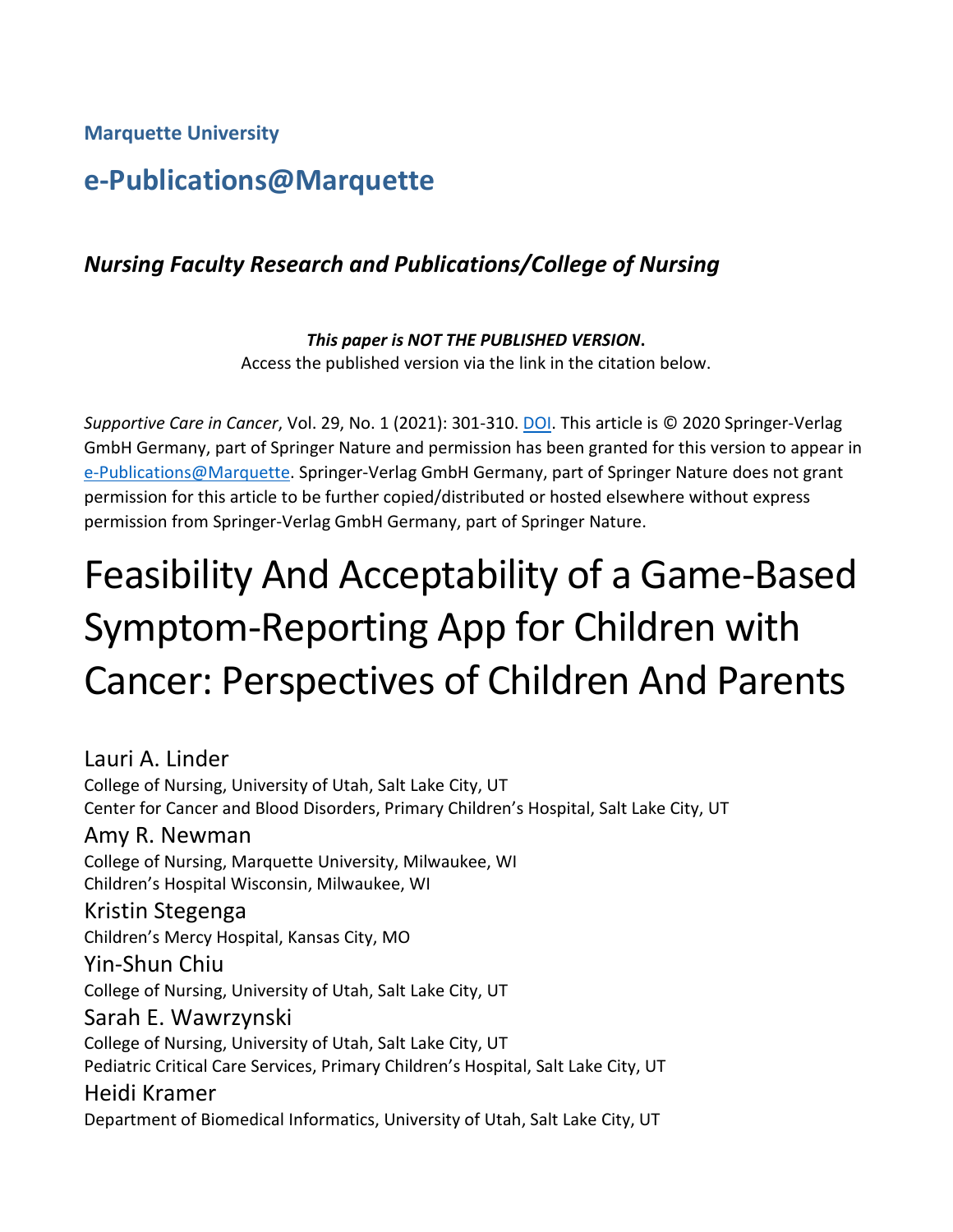**Marquette University**

## e-Publications@Marquette

### *Nursing Faculty Research and Publications/College of Nursing*

***This paper is NOT THE PUBLISHED VERSION*.**
Access the published version via the link in the citation below.

*Supportive Care in Cancer*, Vol. 29, No. 1 (2021): 301-310. DOI. This article is © 2020 Springer-Verlag GmbH Germany, part of Springer Nature and permission has been granted for this version to appear in e-Publications@Marquette. Springer-Verlag GmbH Germany, part of Springer Nature does not grant permission for this article to be further copied/distributed or hosted elsewhere without express permission from Springer-Verlag GmbH Germany, part of Springer Nature.

# Feasibility And Acceptability of a Game-Based Symptom-Reporting App for Children with Cancer: Perspectives of Children And Parents

Lauri A. Linder
College of Nursing, University of Utah, Salt Lake City, UT
Center for Cancer and Blood Disorders, Primary Children's Hospital, Salt Lake City, UT

Amy R. Newman
College of Nursing, Marquette University, Milwaukee, WI
Children's Hospital Wisconsin, Milwaukee, WI

Kristin Stegenga
Children's Mercy Hospital, Kansas City, MO

Yin-Shun Chiu
College of Nursing, University of Utah, Salt Lake City, UT

Sarah E. Wawrzynski
College of Nursing, University of Utah, Salt Lake City, UT
Pediatric Critical Care Services, Primary Children's Hospital, Salt Lake City, UT

Heidi Kramer
Department of Biomedical Informatics, University of Utah, Salt Lake City, UT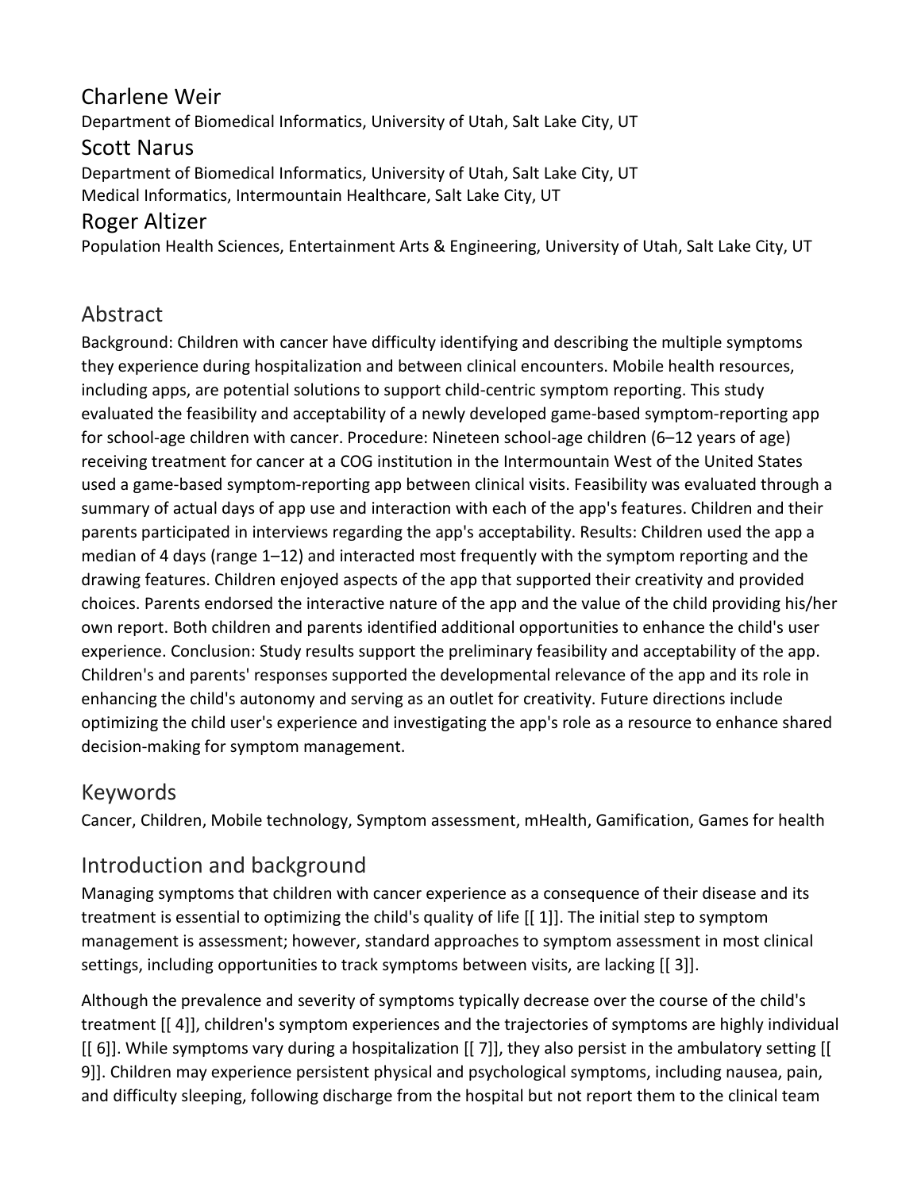Charlene Weir

Department of Biomedical Informatics, University of Utah, Salt Lake City, UT

Scott Narus

Department of Biomedical Informatics, University of Utah, Salt Lake City, UT

Medical Informatics, Intermountain Healthcare, Salt Lake City, UT

Roger Altizer

Population Health Sciences, Entertainment Arts & Engineering, University of Utah, Salt Lake City, UT

## Abstract

Background: Children with cancer have difficulty identifying and describing the multiple symptoms they experience during hospitalization and between clinical encounters. Mobile health resources, including apps, are potential solutions to support child-centric symptom reporting. This study evaluated the feasibility and acceptability of a newly developed game-based symptom-reporting app for school-age children with cancer. Procedure: Nineteen school-age children (6–12 years of age) receiving treatment for cancer at a COG institution in the Intermountain West of the United States used a game-based symptom-reporting app between clinical visits. Feasibility was evaluated through a summary of actual days of app use and interaction with each of the app's features. Children and their parents participated in interviews regarding the app's acceptability. Results: Children used the app a median of 4 days (range 1–12) and interacted most frequently with the symptom reporting and the drawing features. Children enjoyed aspects of the app that supported their creativity and provided choices. Parents endorsed the interactive nature of the app and the value of the child providing his/her own report. Both children and parents identified additional opportunities to enhance the child's user experience. Conclusion: Study results support the preliminary feasibility and acceptability of the app. Children's and parents' responses supported the developmental relevance of the app and its role in enhancing the child's autonomy and serving as an outlet for creativity. Future directions include optimizing the child user's experience and investigating the app's role as a resource to enhance shared decision-making for symptom management.

## Keywords

Cancer, Children, Mobile technology, Symptom assessment, mHealth, Gamification, Games for health

## Introduction and background

Managing symptoms that children with cancer experience as a consequence of their disease and its treatment is essential to optimizing the child's quality of life [[ 1]]. The initial step to symptom management is assessment; however, standard approaches to symptom assessment in most clinical settings, including opportunities to track symptoms between visits, are lacking [[ 3]].

Although the prevalence and severity of symptoms typically decrease over the course of the child's treatment [[ 4]], children's symptom experiences and the trajectories of symptoms are highly individual [[ 6]]. While symptoms vary during a hospitalization [[ 7]], they also persist in the ambulatory setting [[ 9]]. Children may experience persistent physical and psychological symptoms, including nausea, pain, and difficulty sleeping, following discharge from the hospital but not report them to the clinical team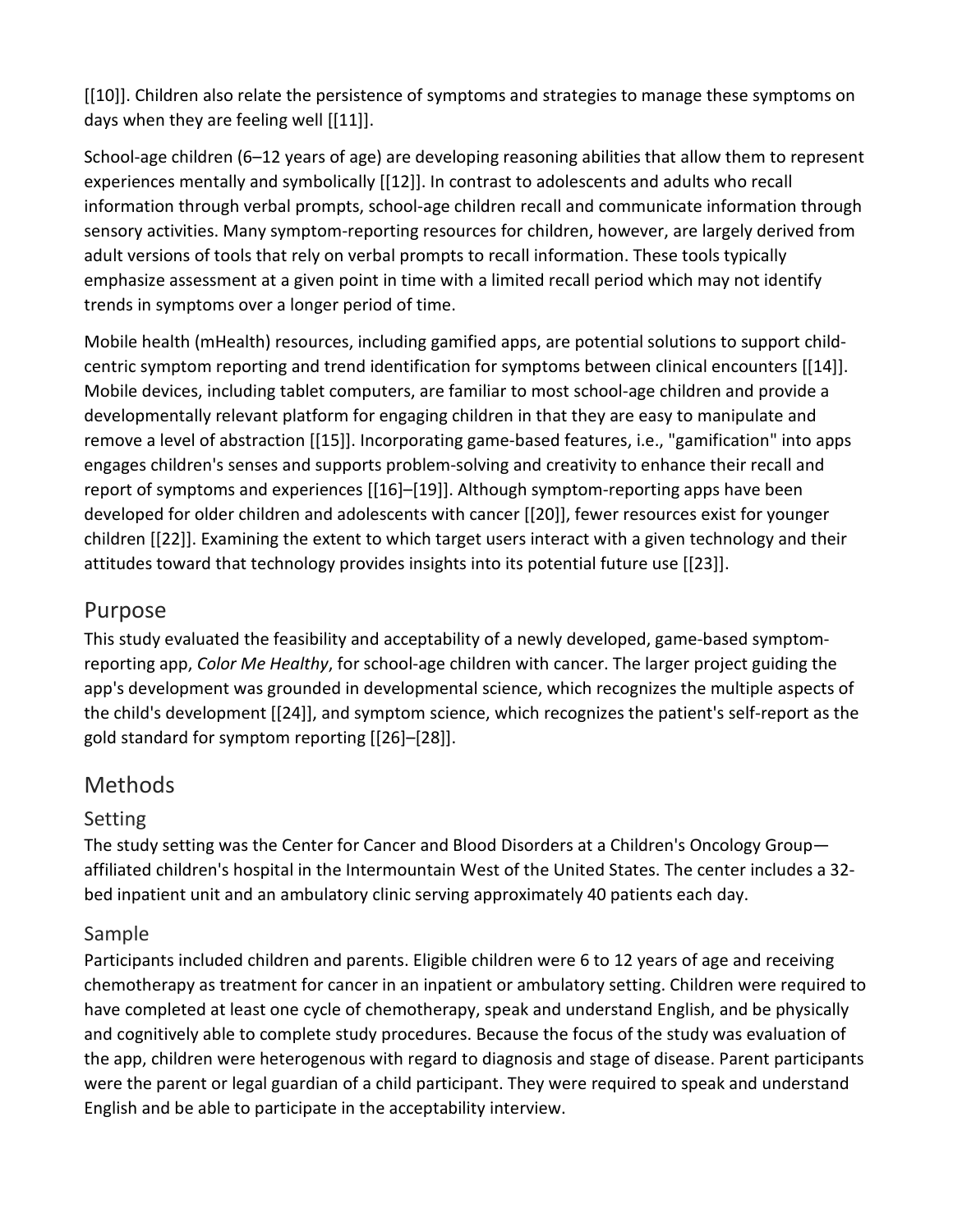[[10]]. Children also relate the persistence of symptoms and strategies to manage these symptoms on days when they are feeling well [[11]].

School-age children (6–12 years of age) are developing reasoning abilities that allow them to represent experiences mentally and symbolically [[12]]. In contrast to adolescents and adults who recall information through verbal prompts, school-age children recall and communicate information through sensory activities. Many symptom-reporting resources for children, however, are largely derived from adult versions of tools that rely on verbal prompts to recall information. These tools typically emphasize assessment at a given point in time with a limited recall period which may not identify trends in symptoms over a longer period of time.

Mobile health (mHealth) resources, including gamified apps, are potential solutions to support child-centric symptom reporting and trend identification for symptoms between clinical encounters [[14]]. Mobile devices, including tablet computers, are familiar to most school-age children and provide a developmentally relevant platform for engaging children in that they are easy to manipulate and remove a level of abstraction [[15]]. Incorporating game-based features, i.e., "gamification" into apps engages children's senses and supports problem-solving and creativity to enhance their recall and report of symptoms and experiences [[16]–[19]]. Although symptom-reporting apps have been developed for older children and adolescents with cancer [[20]], fewer resources exist for younger children [[22]]. Examining the extent to which target users interact with a given technology and their attitudes toward that technology provides insights into its potential future use [[23]].

## Purpose

This study evaluated the feasibility and acceptability of a newly developed, game-based symptom-reporting app, *Color Me Healthy*, for school-age children with cancer. The larger project guiding the app's development was grounded in developmental science, which recognizes the multiple aspects of the child's development [[24]], and symptom science, which recognizes the patient's self-report as the gold standard for symptom reporting [[26]–[28]].

## Methods

### Setting

The study setting was the Center for Cancer and Blood Disorders at a Children's Oncology Group—affiliated children's hospital in the Intermountain West of the United States. The center includes a 32-bed inpatient unit and an ambulatory clinic serving approximately 40 patients each day.

### Sample

Participants included children and parents. Eligible children were 6 to 12 years of age and receiving chemotherapy as treatment for cancer in an inpatient or ambulatory setting. Children were required to have completed at least one cycle of chemotherapy, speak and understand English, and be physically and cognitively able to complete study procedures. Because the focus of the study was evaluation of the app, children were heterogenous with regard to diagnosis and stage of disease. Parent participants were the parent or legal guardian of a child participant. They were required to speak and understand English and be able to participate in the acceptability interview.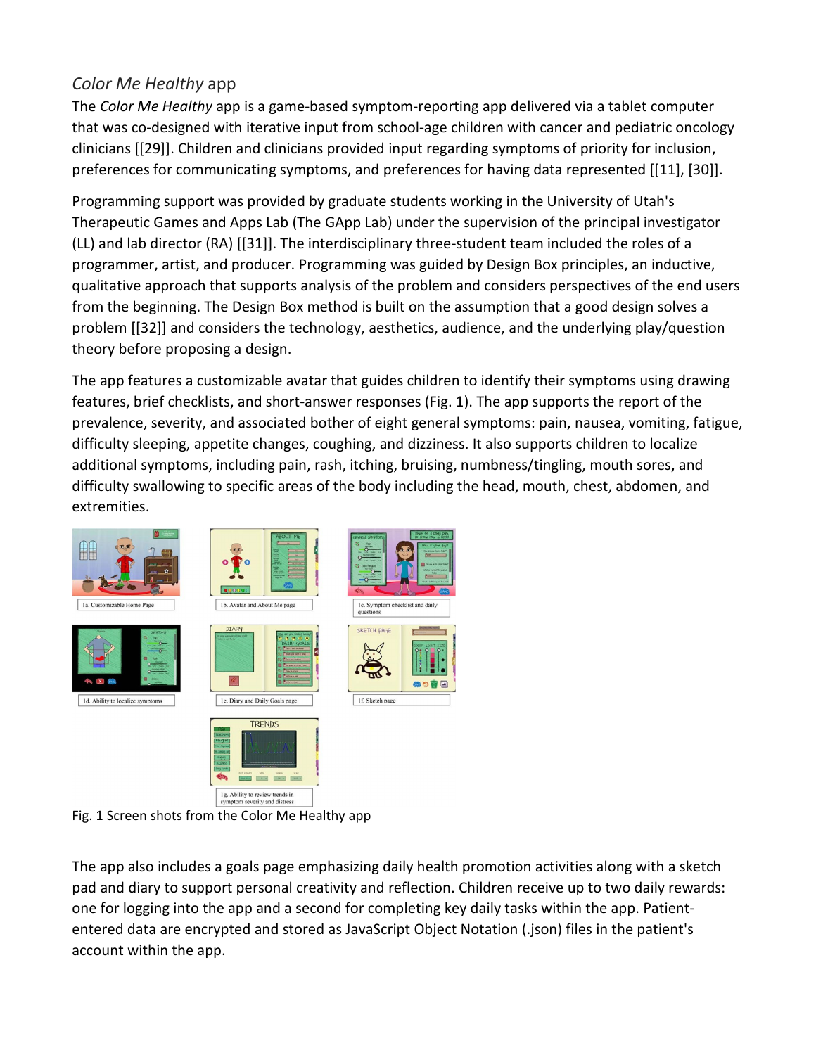## *Color Me Healthy* app

The *Color Me Healthy* app is a game-based symptom-reporting app delivered via a tablet computer that was co-designed with iterative input from school-age children with cancer and pediatric oncology clinicians [[29]]. Children and clinicians provided input regarding symptoms of priority for inclusion, preferences for communicating symptoms, and preferences for having data represented [[11], [30]].

Programming support was provided by graduate students working in the University of Utah's Therapeutic Games and Apps Lab (The GApp Lab) under the supervision of the principal investigator (LL) and lab director (RA) [[31]]. The interdisciplinary three-student team included the roles of a programmer, artist, and producer. Programming was guided by Design Box principles, an inductive, qualitative approach that supports analysis of the problem and considers perspectives of the end users from the beginning. The Design Box method is built on the assumption that a good design solves a problem [[32]] and considers the technology, aesthetics, audience, and the underlying play/question theory before proposing a design.

The app features a customizable avatar that guides children to identify their symptoms using drawing features, brief checklists, and short-answer responses (Fig. 1). The app supports the report of the prevalence, severity, and associated bother of eight general symptoms: pain, nausea, vomiting, fatigue, difficulty sleeping, appetite changes, coughing, and dizziness. It also supports children to localize additional symptoms, including pain, rash, itching, bruising, numbness/tingling, mouth sores, and difficulty swallowing to specific areas of the body including the head, mouth, chest, abdomen, and extremities.

1a. Customizable Home Page

1b. Avatar and About Me page

1c. Symptom checklist and daily questions

1d. Ability to localize symptoms

1e. Diary and Daily Goals page

1f. Sketch page

1g. Ability to review trends in symptom severity and distress

Fig. 1 Screen shots from the Color Me Healthy app

The app also includes a goals page emphasizing daily health promotion activities along with a sketch pad and diary to support personal creativity and reflection. Children receive up to two daily rewards: one for logging into the app and a second for completing key daily tasks within the app. Patient-entered data are encrypted and stored as JavaScript Object Notation (.json) files in the patient's account within the app.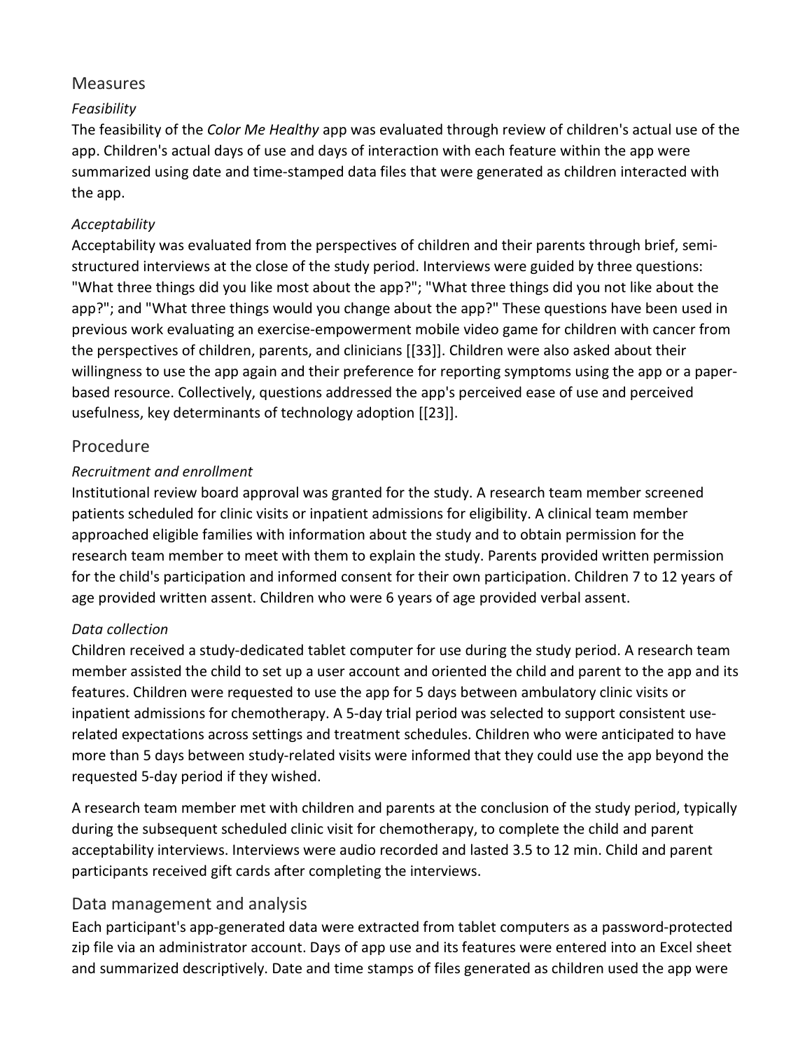## Measures

### *Feasibility*

The feasibility of the *Color Me Healthy* app was evaluated through review of children's actual use of the app. Children's actual days of use and days of interaction with each feature within the app were summarized using date and time-stamped data files that were generated as children interacted with the app.

### *Acceptability*

Acceptability was evaluated from the perspectives of children and their parents through brief, semi-structured interviews at the close of the study period. Interviews were guided by three questions: "What three things did you like most about the app?"; "What three things did you not like about the app?"; and "What three things would you change about the app?" These questions have been used in previous work evaluating an exercise-empowerment mobile video game for children with cancer from the perspectives of children, parents, and clinicians [[33]]. Children were also asked about their willingness to use the app again and their preference for reporting symptoms using the app or a paper-based resource. Collectively, questions addressed the app's perceived ease of use and perceived usefulness, key determinants of technology adoption [[23]].

## Procedure

### *Recruitment and enrollment*

Institutional review board approval was granted for the study. A research team member screened patients scheduled for clinic visits or inpatient admissions for eligibility. A clinical team member approached eligible families with information about the study and to obtain permission for the research team member to meet with them to explain the study. Parents provided written permission for the child's participation and informed consent for their own participation. Children 7 to 12 years of age provided written assent. Children who were 6 years of age provided verbal assent.

### *Data collection*

Children received a study-dedicated tablet computer for use during the study period. A research team member assisted the child to set up a user account and oriented the child and parent to the app and its features. Children were requested to use the app for 5 days between ambulatory clinic visits or inpatient admissions for chemotherapy. A 5-day trial period was selected to support consistent use-related expectations across settings and treatment schedules. Children who were anticipated to have more than 5 days between study-related visits were informed that they could use the app beyond the requested 5-day period if they wished.

A research team member met with children and parents at the conclusion of the study period, typically during the subsequent scheduled clinic visit for chemotherapy, to complete the child and parent acceptability interviews. Interviews were audio recorded and lasted 3.5 to 12 min. Child and parent participants received gift cards after completing the interviews.

## Data management and analysis

Each participant's app-generated data were extracted from tablet computers as a password-protected zip file via an administrator account. Days of app use and its features were entered into an Excel sheet and summarized descriptively. Date and time stamps of files generated as children used the app were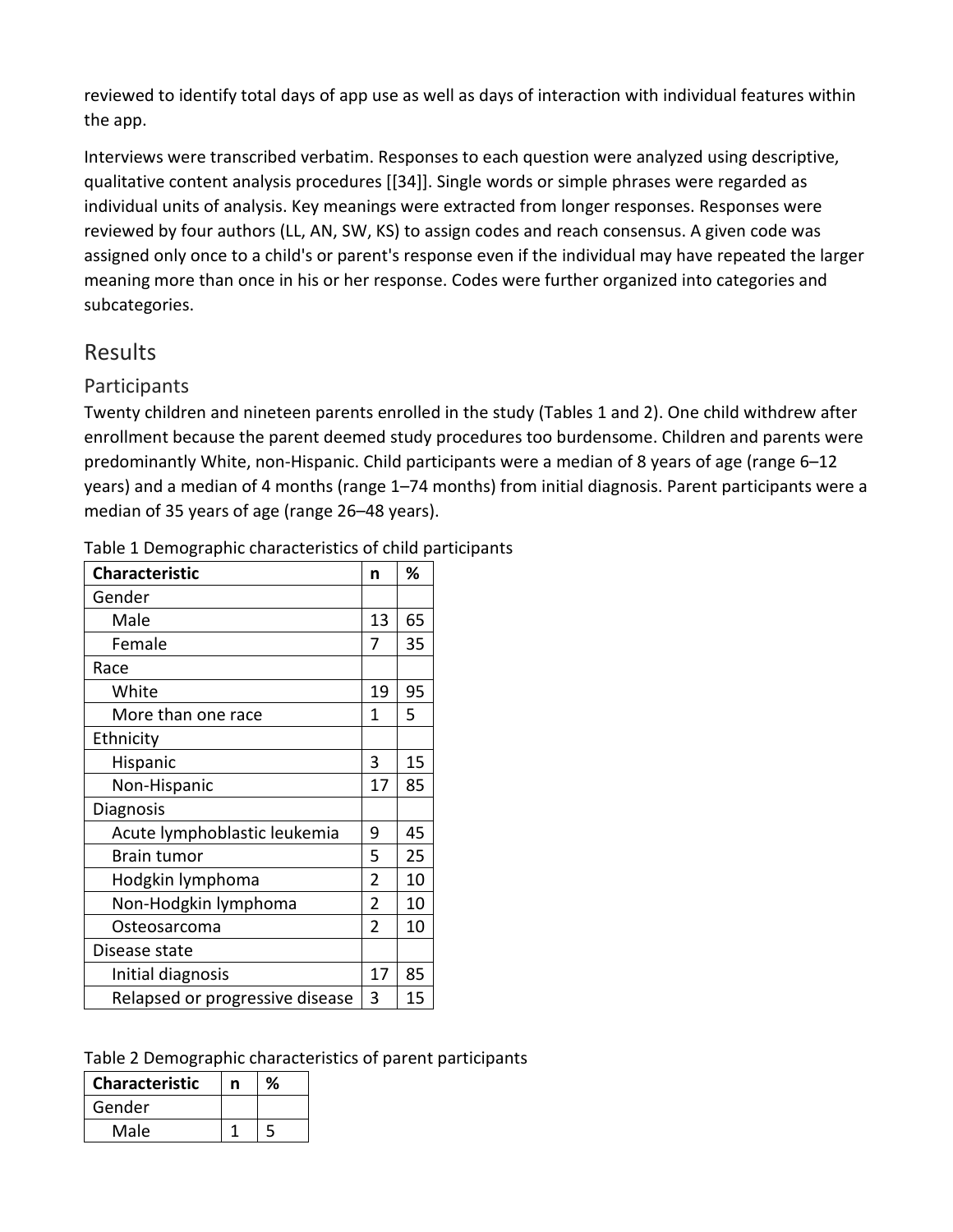reviewed to identify total days of app use as well as days of interaction with individual features within the app.

Interviews were transcribed verbatim. Responses to each question were analyzed using descriptive, qualitative content analysis procedures [[34]]. Single words or simple phrases were regarded as individual units of analysis. Key meanings were extracted from longer responses. Responses were reviewed by four authors (LL, AN, SW, KS) to assign codes and reach consensus. A given code was assigned only once to a child's or parent's response even if the individual may have repeated the larger meaning more than once in his or her response. Codes were further organized into categories and subcategories.

## Results

### Participants

Twenty children and nineteen parents enrolled in the study (Tables 1 and 2). One child withdrew after enrollment because the parent deemed study procedures too burdensome. Children and parents were predominantly White, non-Hispanic. Child participants were a median of 8 years of age (range 6–12 years) and a median of 4 months (range 1–74 months) from initial diagnosis. Parent participants were a median of 35 years of age (range 26–48 years).

Table 1 Demographic characteristics of child participants

| **Characteristic** | **n** | **%** |
|---|---|---|
| Gender | | |
| Male | 13 | 65 |
| Female | 7 | 35 |
| Race | | |
| White | 19 | 95 |
| More than one race | 1 | 5 |
| Ethnicity | | |
| Hispanic | 3 | 15 |
| Non-Hispanic | 17 | 85 |
| Diagnosis | | |
| Acute lymphoblastic leukemia | 9 | 45 |
| Brain tumor | 5 | 25 |
| Hodgkin lymphoma | 2 | 10 |
| Non-Hodgkin lymphoma | 2 | 10 |
| Osteosarcoma | 2 | 10 |
| Disease state | | |
| Initial diagnosis | 17 | 85 |
| Relapsed or progressive disease | 3 | 15 |

Table 2 Demographic characteristics of parent participants

| **Characteristic** | **n** | **%** |
|---|---|---|
| Gender | | |
| Male | 1 | 5 |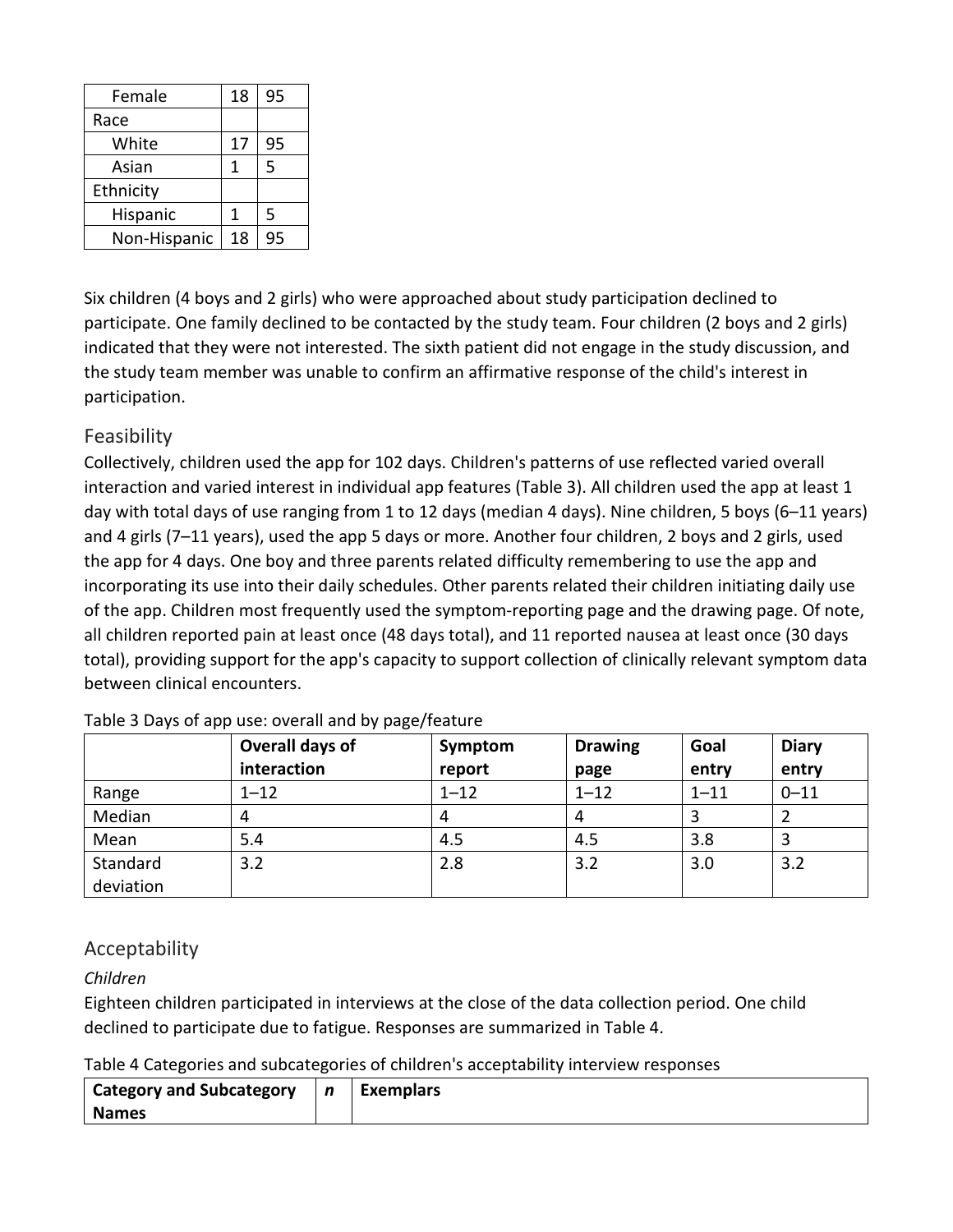| Female | 18 | 95 |
| --- | --- | --- |
| Race | | |
| White | 17 | 95 |
| Asian | 1 | 5 |
| Ethnicity | | |
| Hispanic | 1 | 5 |
| Non-Hispanic | 18 | 95 |

Six children (4 boys and 2 girls) who were approached about study participation declined to participate. One family declined to be contacted by the study team. Four children (2 boys and 2 girls) indicated that they were not interested. The sixth patient did not engage in the study discussion, and the study team member was unable to confirm an affirmative response of the child's interest in participation.

## Feasibility

Collectively, children used the app for 102 days. Children's patterns of use reflected varied overall interaction and varied interest in individual app features (Table 3). All children used the app at least 1 day with total days of use ranging from 1 to 12 days (median 4 days). Nine children, 5 boys (6–11 years) and 4 girls (7–11 years), used the app 5 days or more. Another four children, 2 boys and 2 girls, used the app for 4 days. One boy and three parents related difficulty remembering to use the app and incorporating its use into their daily schedules. Other parents related their children initiating daily use of the app. Children most frequently used the symptom-reporting page and the drawing page. Of note, all children reported pain at least once (48 days total), and 11 reported nausea at least once (30 days total), providing support for the app's capacity to support collection of clinically relevant symptom data between clinical encounters.

Table 3 Days of app use: overall and by page/feature

| | Overall days of interaction | Symptom report | Drawing page | Goal entry | Diary entry |
| --- | --- | --- | --- | --- | --- |
| Range | 1–12 | 1–12 | 1–12 | 1–11 | 0–11 |
| Median | 4 | 4 | 4 | 3 | 2 |
| Mean | 5.4 | 4.5 | 4.5 | 3.8 | 3 |
| Standard deviation | 3.2 | 2.8 | 3.2 | 3.0 | 3.2 |

## Acceptability

*Children*

Eighteen children participated in interviews at the close of the data collection period. One child declined to participate due to fatigue. Responses are summarized in Table 4.

Table 4 Categories and subcategories of children's acceptability interview responses

| Category and Subcategory Names | *n* | Exemplars |
| --- | --- | --- |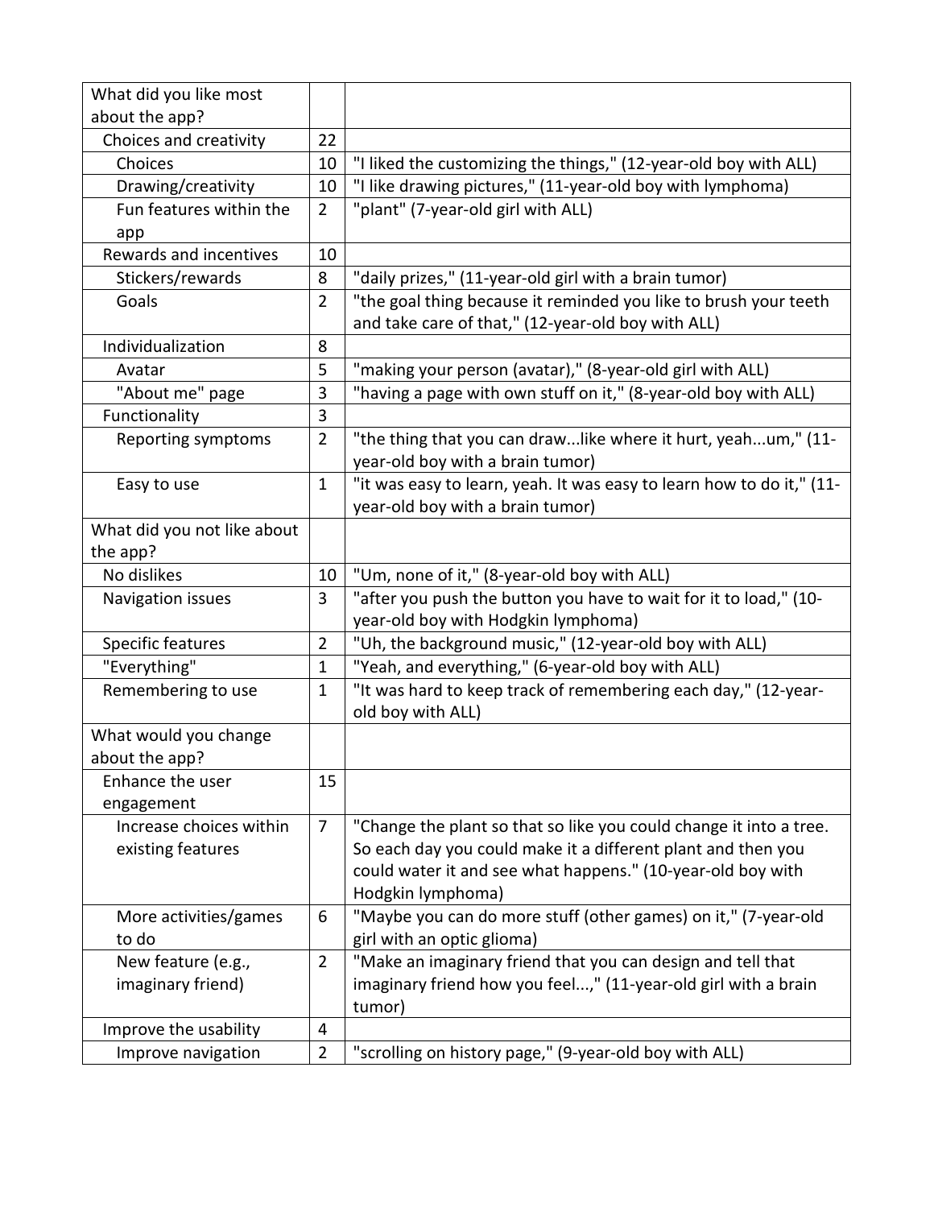| What did you like most about the app? | | |
| --- | --- | --- |
| Choices and creativity | 22 | |
| Choices | 10 | "I liked the customizing the things," (12-year-old boy with ALL) |
| Drawing/creativity | 10 | "I like drawing pictures," (11-year-old boy with lymphoma) |
| Fun features within the app | 2 | "plant" (7-year-old girl with ALL) |
| Rewards and incentives | 10 | |
| Stickers/rewards | 8 | "daily prizes," (11-year-old girl with a brain tumor) |
| Goals | 2 | "the goal thing because it reminded you like to brush your teeth and take care of that," (12-year-old boy with ALL) |
| Individualization | 8 | |
| Avatar | 5 | "making your person (avatar)," (8-year-old girl with ALL) |
| "About me" page | 3 | "having a page with own stuff on it," (8-year-old boy with ALL) |
| Functionality | 3 | |
| Reporting symptoms | 2 | "the thing that you can draw...like where it hurt, yeah...um," (11-year-old boy with a brain tumor) |
| Easy to use | 1 | "it was easy to learn, yeah. It was easy to learn how to do it," (11-year-old boy with a brain tumor) |
| What did you not like about the app? | | |
| No dislikes | 10 | "Um, none of it," (8-year-old boy with ALL) |
| Navigation issues | 3 | "after you push the button you have to wait for it to load," (10-year-old boy with Hodgkin lymphoma) |
| Specific features | 2 | "Uh, the background music," (12-year-old boy with ALL) |
| "Everything" | 1 | "Yeah, and everything," (6-year-old boy with ALL) |
| Remembering to use | 1 | "It was hard to keep track of remembering each day," (12-year-old boy with ALL) |
| What would you change about the app? | | |
| Enhance the user engagement | 15 | |
| Increase choices within existing features | 7 | "Change the plant so that so like you could change it into a tree. So each day you could make it a different plant and then you could water it and see what happens." (10-year-old boy with Hodgkin lymphoma) |
| More activities/games to do | 6 | "Maybe you can do more stuff (other games) on it," (7-year-old girl with an optic glioma) |
| New feature (e.g., imaginary friend) | 2 | "Make an imaginary friend that you can design and tell that imaginary friend how you feel...," (11-year-old girl with a brain tumor) |
| Improve the usability | 4 | |
| Improve navigation | 2 | "scrolling on history page," (9-year-old boy with ALL) |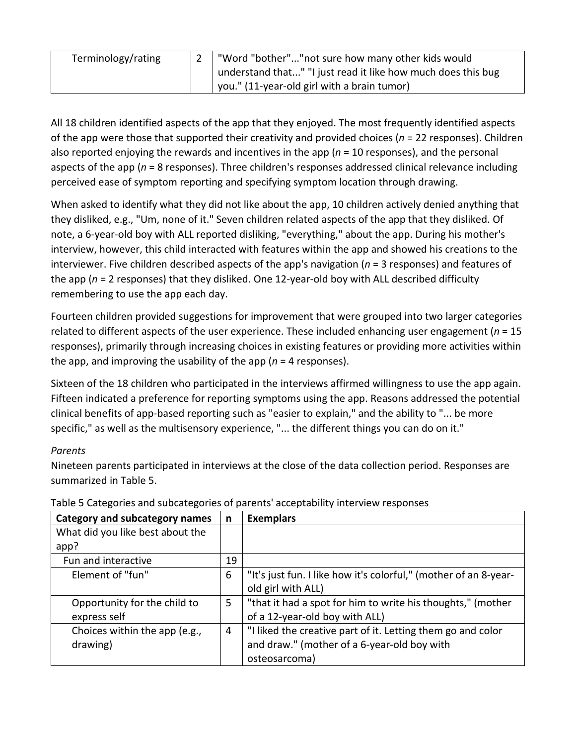| Terminology/rating | 2 | "Word "bother"..."not sure how many other kids would understand that..." "I just read it like how much does this bug you." (11-year-old girl with a brain tumor) |
|---|---|---|

All 18 children identified aspects of the app that they enjoyed. The most frequently identified aspects of the app were those that supported their creativity and provided choices (*n* = 22 responses). Children also reported enjoying the rewards and incentives in the app (*n* = 10 responses), and the personal aspects of the app (*n* = 8 responses). Three children's responses addressed clinical relevance including perceived ease of symptom reporting and specifying symptom location through drawing.

When asked to identify what they did not like about the app, 10 children actively denied anything that they disliked, e.g., "Um, none of it." Seven children related aspects of the app that they disliked. Of note, a 6-year-old boy with ALL reported disliking, "everything," about the app. During his mother's interview, however, this child interacted with features within the app and showed his creations to the interviewer. Five children described aspects of the app's navigation (*n* = 3 responses) and features of the app (*n* = 2 responses) that they disliked. One 12-year-old boy with ALL described difficulty remembering to use the app each day.

Fourteen children provided suggestions for improvement that were grouped into two larger categories related to different aspects of the user experience. These included enhancing user engagement (*n* = 15 responses), primarily through increasing choices in existing features or providing more activities within the app, and improving the usability of the app (*n* = 4 responses).

Sixteen of the 18 children who participated in the interviews affirmed willingness to use the app again. Fifteen indicated a preference for reporting symptoms using the app. Reasons addressed the potential clinical benefits of app-based reporting such as "easier to explain," and the ability to "... be more specific," as well as the multisensory experience, "... the different things you can do on it."

*Parents*

Nineteen parents participated in interviews at the close of the data collection period. Responses are summarized in Table 5.

Table 5 Categories and subcategories of parents' acceptability interview responses

| Category and subcategory names | n | Exemplars |
|---|---|---|
| What did you like best about the app? | | |
| Fun and interactive | 19 | |
| Element of "fun" | 6 | "It's just fun. I like how it's colorful," (mother of an 8-year-old girl with ALL) |
| Opportunity for the child to express self | 5 | "that it had a spot for him to write his thoughts," (mother of a 12-year-old boy with ALL) |
| Choices within the app (e.g., drawing) | 4 | "I liked the creative part of it. Letting them go and color and draw." (mother of a 6-year-old boy with osteosarcoma) |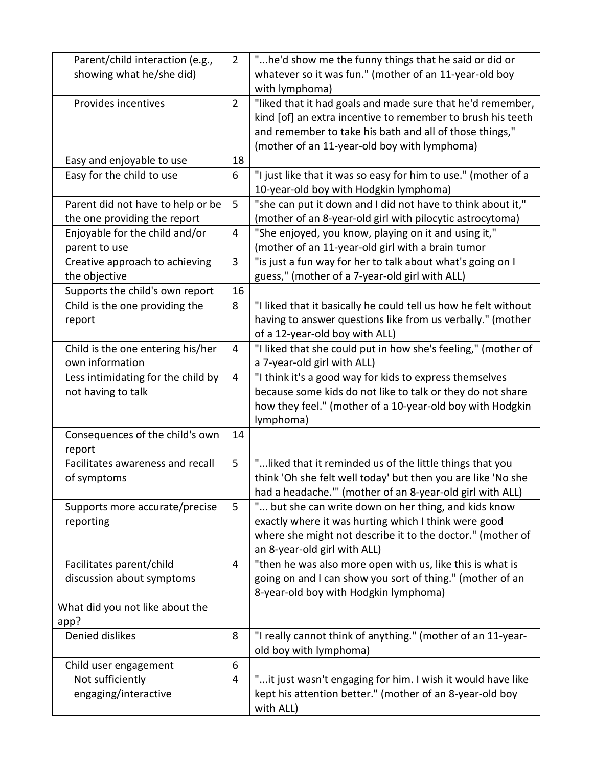| | | |
|---|---|---|
| Parent/child interaction (e.g., showing what he/she did) | 2 | "...he'd show me the funny things that he said or did or whatever so it was fun." (mother of an 11-year-old boy with lymphoma) |
| Provides incentives | 2 | "liked that it had goals and made sure that he'd remember, kind [of] an extra incentive to remember to brush his teeth and remember to take his bath and all of those things," (mother of an 11-year-old boy with lymphoma) |
| Easy and enjoyable to use | 18 | |
| Easy for the child to use | 6 | "I just like that it was so easy for him to use." (mother of a 10-year-old boy with Hodgkin lymphoma) |
| Parent did not have to help or be the one providing the report | 5 | "she can put it down and I did not have to think about it," (mother of an 8-year-old girl with pilocytic astrocytoma) |
| Enjoyable for the child and/or parent to use | 4 | "She enjoyed, you know, playing on it and using it," (mother of an 11-year-old girl with a brain tumor |
| Creative approach to achieving the objective | 3 | "is just a fun way for her to talk about what's going on I guess," (mother of a 7-year-old girl with ALL) |
| Supports the child's own report | 16 | |
| Child is the one providing the report | 8 | "I liked that it basically he could tell us how he felt without having to answer questions like from us verbally." (mother of a 12-year-old boy with ALL) |
| Child is the one entering his/her own information | 4 | "I liked that she could put in how she's feeling," (mother of a 7-year-old girl with ALL) |
| Less intimidating for the child by not having to talk | 4 | "I think it's a good way for kids to express themselves because some kids do not like to talk or they do not share how they feel." (mother of a 10-year-old boy with Hodgkin lymphoma) |
| Consequences of the child's own report | 14 | |
| Facilitates awareness and recall of symptoms | 5 | "...liked that it reminded us of the little things that you think 'Oh she felt well today' but then you are like 'No she had a headache.'" (mother of an 8-year-old girl with ALL) |
| Supports more accurate/precise reporting | 5 | "... but she can write down on her thing, and kids know exactly where it was hurting which I think were good where she might not describe it to the doctor." (mother of an 8-year-old girl with ALL) |
| Facilitates parent/child discussion about symptoms | 4 | "then he was also more open with us, like this is what is going on and I can show you sort of thing." (mother of an 8-year-old boy with Hodgkin lymphoma) |
| What did you not like about the app? | | |
| Denied dislikes | 8 | "I really cannot think of anything." (mother of an 11-year-old boy with lymphoma) |
| Child user engagement | 6 | |
| Not sufficiently engaging/interactive | 4 | "...it just wasn't engaging for him. I wish it would have like kept his attention better." (mother of an 8-year-old boy with ALL) |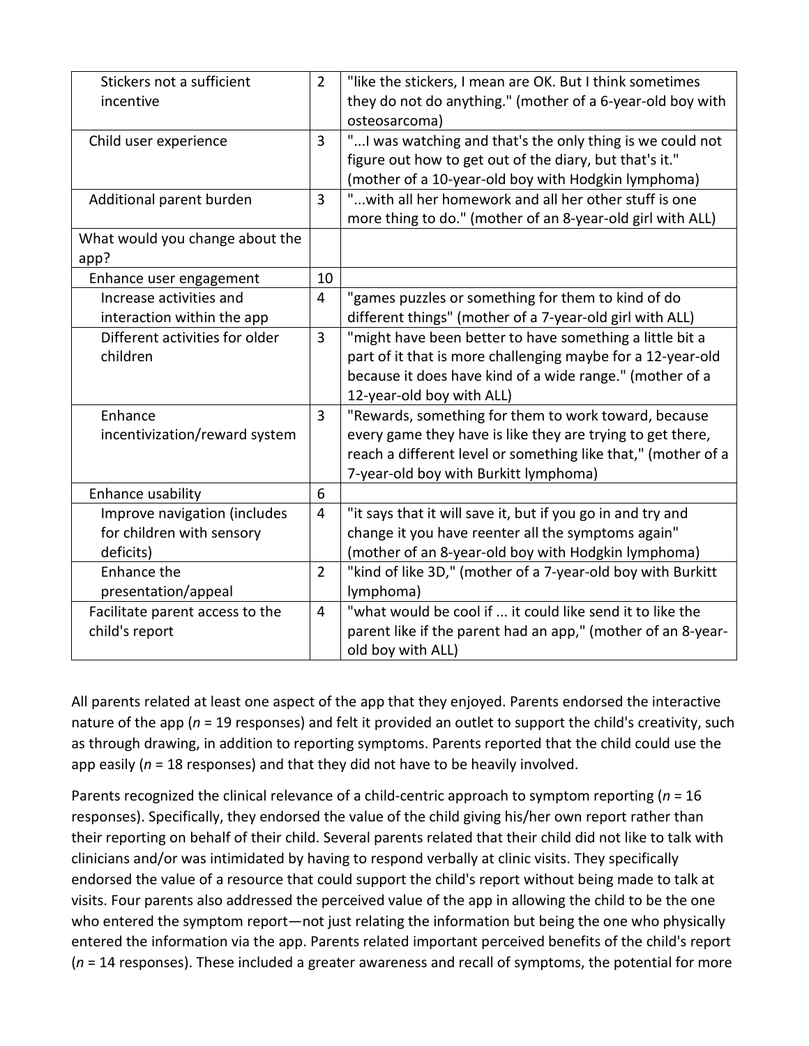| | | |
|---|---|---|
| Stickers not a sufficient incentive | 2 | "like the stickers, I mean are OK. But I think sometimes they do not do anything." (mother of a 6-year-old boy with osteosarcoma) |
| Child user experience | 3 | "...I was watching and that's the only thing is we could not figure out how to get out of the diary, but that's it." (mother of a 10-year-old boy with Hodgkin lymphoma) |
| Additional parent burden | 3 | "...with all her homework and all her other stuff is one more thing to do." (mother of an 8-year-old girl with ALL) |
| What would you change about the app? | | |
| Enhance user engagement | 10 | |
| Increase activities and interaction within the app | 4 | "games puzzles or something for them to kind of do different things" (mother of a 7-year-old girl with ALL) |
| Different activities for older children | 3 | "might have been better to have something a little bit a part of it that is more challenging maybe for a 12-year-old because it does have kind of a wide range." (mother of a 12-year-old boy with ALL) |
| Enhance incentivization/reward system | 3 | "Rewards, something for them to work toward, because every game they have is like they are trying to get there, reach a different level or something like that," (mother of a 7-year-old boy with Burkitt lymphoma) |
| Enhance usability | 6 | |
| Improve navigation (includes for children with sensory deficits) | 4 | "it says that it will save it, but if you go in and try and change it you have reenter all the symptoms again" (mother of an 8-year-old boy with Hodgkin lymphoma) |
| Enhance the presentation/appeal | 2 | "kind of like 3D," (mother of a 7-year-old boy with Burkitt lymphoma) |
| Facilitate parent access to the child's report | 4 | "what would be cool if ... it could like send it to like the parent like if the parent had an app," (mother of an 8-year-old boy with ALL) |

All parents related at least one aspect of the app that they enjoyed. Parents endorsed the interactive nature of the app (*n* = 19 responses) and felt it provided an outlet to support the child's creativity, such as through drawing, in addition to reporting symptoms. Parents reported that the child could use the app easily (*n* = 18 responses) and that they did not have to be heavily involved.

Parents recognized the clinical relevance of a child-centric approach to symptom reporting (*n* = 16 responses). Specifically, they endorsed the value of the child giving his/her own report rather than their reporting on behalf of their child. Several parents related that their child did not like to talk with clinicians and/or was intimidated by having to respond verbally at clinic visits. They specifically endorsed the value of a resource that could support the child's report without being made to talk at visits. Four parents also addressed the perceived value of the app in allowing the child to be the one who entered the symptom report—not just relating the information but being the one who physically entered the information via the app. Parents related important perceived benefits of the child's report (*n* = 14 responses). These included a greater awareness and recall of symptoms, the potential for more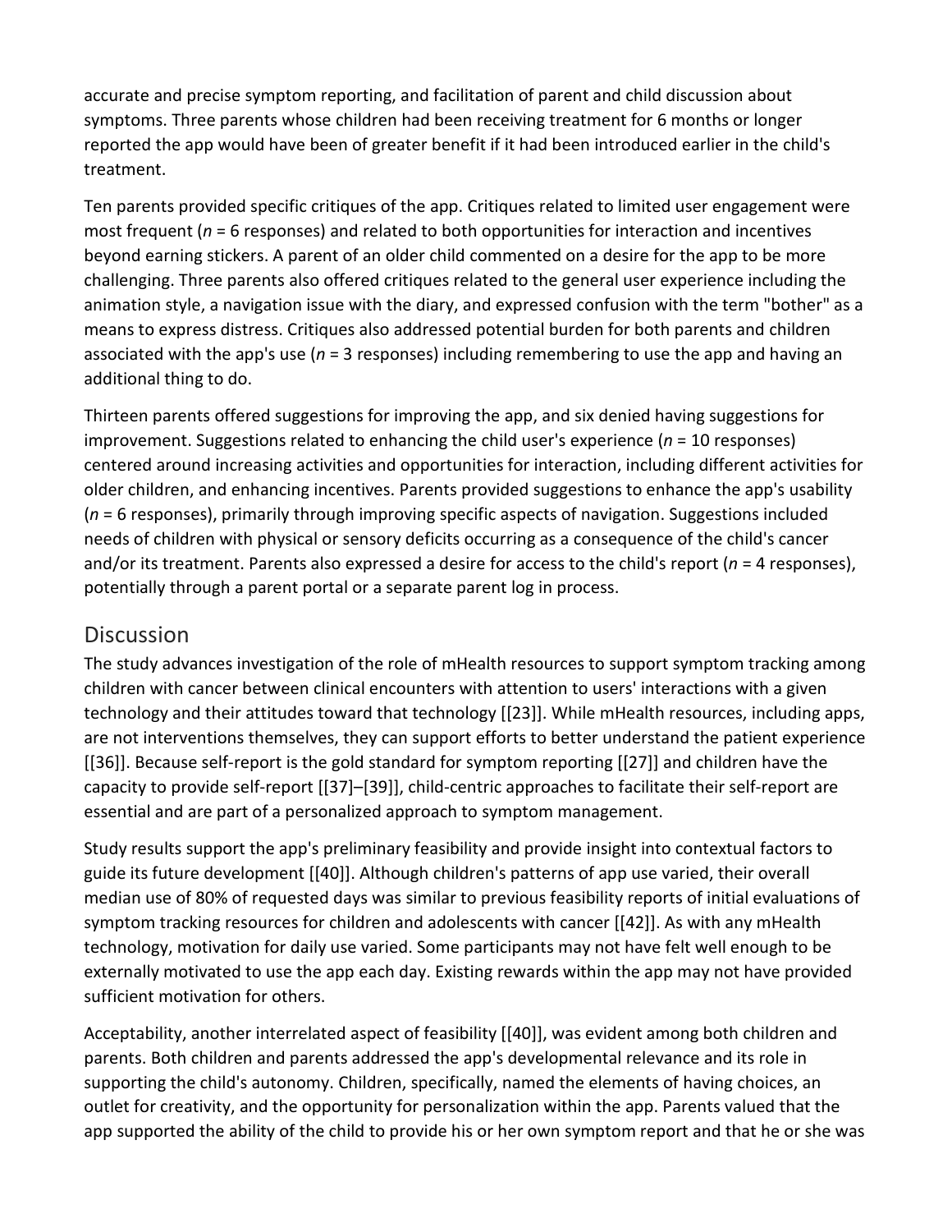accurate and precise symptom reporting, and facilitation of parent and child discussion about symptoms. Three parents whose children had been receiving treatment for 6 months or longer reported the app would have been of greater benefit if it had been introduced earlier in the child's treatment.

Ten parents provided specific critiques of the app. Critiques related to limited user engagement were most frequent ($n$ = 6 responses) and related to both opportunities for interaction and incentives beyond earning stickers. A parent of an older child commented on a desire for the app to be more challenging. Three parents also offered critiques related to the general user experience including the animation style, a navigation issue with the diary, and expressed confusion with the term "bother" as a means to express distress. Critiques also addressed potential burden for both parents and children associated with the app's use ($n$ = 3 responses) including remembering to use the app and having an additional thing to do.

Thirteen parents offered suggestions for improving the app, and six denied having suggestions for improvement. Suggestions related to enhancing the child user's experience ($n$ = 10 responses) centered around increasing activities and opportunities for interaction, including different activities for older children, and enhancing incentives. Parents provided suggestions to enhance the app's usability ($n$ = 6 responses), primarily through improving specific aspects of navigation. Suggestions included needs of children with physical or sensory deficits occurring as a consequence of the child's cancer and/or its treatment. Parents also expressed a desire for access to the child's report ($n$ = 4 responses), potentially through a parent portal or a separate parent log in process.

## Discussion

The study advances investigation of the role of mHealth resources to support symptom tracking among children with cancer between clinical encounters with attention to users' interactions with a given technology and their attitudes toward that technology [[23]]. While mHealth resources, including apps, are not interventions themselves, they can support efforts to better understand the patient experience [[36]]. Because self-report is the gold standard for symptom reporting [[27]] and children have the capacity to provide self-report [[37]–[39]], child-centric approaches to facilitate their self-report are essential and are part of a personalized approach to symptom management.

Study results support the app's preliminary feasibility and provide insight into contextual factors to guide its future development [[40]]. Although children's patterns of app use varied, their overall median use of 80% of requested days was similar to previous feasibility reports of initial evaluations of symptom tracking resources for children and adolescents with cancer [[42]]. As with any mHealth technology, motivation for daily use varied. Some participants may not have felt well enough to be externally motivated to use the app each day. Existing rewards within the app may not have provided sufficient motivation for others.

Acceptability, another interrelated aspect of feasibility [[40]], was evident among both children and parents. Both children and parents addressed the app's developmental relevance and its role in supporting the child's autonomy. Children, specifically, named the elements of having choices, an outlet for creativity, and the opportunity for personalization within the app. Parents valued that the app supported the ability of the child to provide his or her own symptom report and that he or she was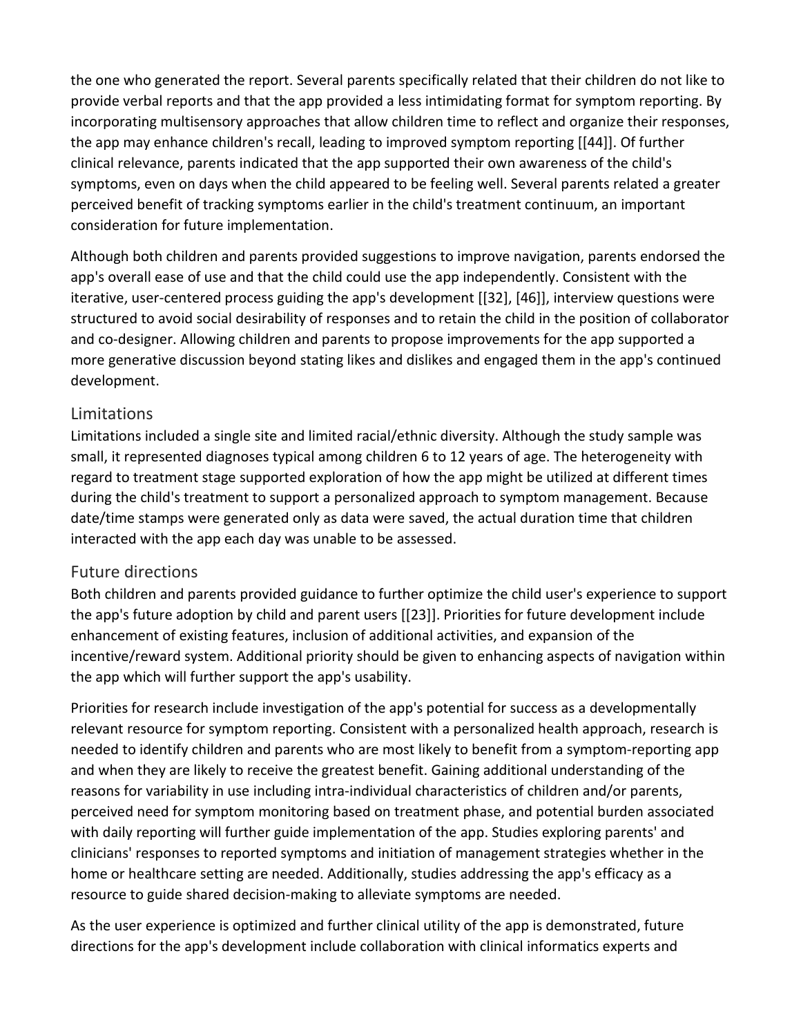the one who generated the report. Several parents specifically related that their children do not like to provide verbal reports and that the app provided a less intimidating format for symptom reporting. By incorporating multisensory approaches that allow children time to reflect and organize their responses, the app may enhance children's recall, leading to improved symptom reporting [[44]]. Of further clinical relevance, parents indicated that the app supported their own awareness of the child's symptoms, even on days when the child appeared to be feeling well. Several parents related a greater perceived benefit of tracking symptoms earlier in the child's treatment continuum, an important consideration for future implementation.

Although both children and parents provided suggestions to improve navigation, parents endorsed the app's overall ease of use and that the child could use the app independently. Consistent with the iterative, user-centered process guiding the app's development [[32], [46]], interview questions were structured to avoid social desirability of responses and to retain the child in the position of collaborator and co-designer. Allowing children and parents to propose improvements for the app supported a more generative discussion beyond stating likes and dislikes and engaged them in the app's continued development.

## Limitations

Limitations included a single site and limited racial/ethnic diversity. Although the study sample was small, it represented diagnoses typical among children 6 to 12 years of age. The heterogeneity with regard to treatment stage supported exploration of how the app might be utilized at different times during the child's treatment to support a personalized approach to symptom management. Because date/time stamps were generated only as data were saved, the actual duration time that children interacted with the app each day was unable to be assessed.

## Future directions

Both children and parents provided guidance to further optimize the child user's experience to support the app's future adoption by child and parent users [[23]]. Priorities for future development include enhancement of existing features, inclusion of additional activities, and expansion of the incentive/reward system. Additional priority should be given to enhancing aspects of navigation within the app which will further support the app's usability.

Priorities for research include investigation of the app's potential for success as a developmentally relevant resource for symptom reporting. Consistent with a personalized health approach, research is needed to identify children and parents who are most likely to benefit from a symptom-reporting app and when they are likely to receive the greatest benefit. Gaining additional understanding of the reasons for variability in use including intra-individual characteristics of children and/or parents, perceived need for symptom monitoring based on treatment phase, and potential burden associated with daily reporting will further guide implementation of the app. Studies exploring parents' and clinicians' responses to reported symptoms and initiation of management strategies whether in the home or healthcare setting are needed. Additionally, studies addressing the app's efficacy as a resource to guide shared decision-making to alleviate symptoms are needed.

As the user experience is optimized and further clinical utility of the app is demonstrated, future directions for the app's development include collaboration with clinical informatics experts and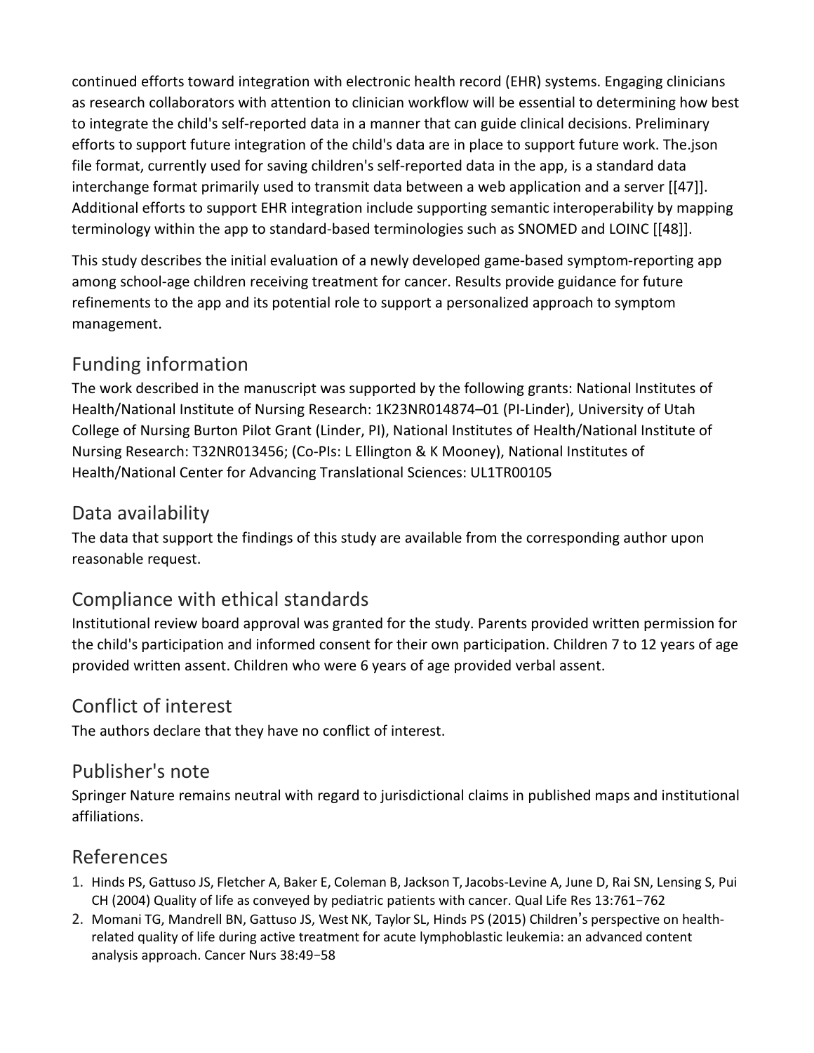continued efforts toward integration with electronic health record (EHR) systems. Engaging clinicians as research collaborators with attention to clinician workflow will be essential to determining how best to integrate the child's self-reported data in a manner that can guide clinical decisions. Preliminary efforts to support future integration of the child's data are in place to support future work. The.json file format, currently used for saving children's self-reported data in the app, is a standard data interchange format primarily used to transmit data between a web application and a server [[47]]. Additional efforts to support EHR integration include supporting semantic interoperability by mapping terminology within the app to standard-based terminologies such as SNOMED and LOINC [[48]].

This study describes the initial evaluation of a newly developed game-based symptom-reporting app among school-age children receiving treatment for cancer. Results provide guidance for future refinements to the app and its potential role to support a personalized approach to symptom management.

## Funding information

The work described in the manuscript was supported by the following grants: National Institutes of Health/National Institute of Nursing Research: 1K23NR014874–01 (PI-Linder), University of Utah College of Nursing Burton Pilot Grant (Linder, PI), National Institutes of Health/National Institute of Nursing Research: T32NR013456; (Co-PIs: L Ellington & K Mooney), National Institutes of Health/National Center for Advancing Translational Sciences: UL1TR00105

## Data availability

The data that support the findings of this study are available from the corresponding author upon reasonable request.

## Compliance with ethical standards

Institutional review board approval was granted for the study. Parents provided written permission for the child's participation and informed consent for their own participation. Children 7 to 12 years of age provided written assent. Children who were 6 years of age provided verbal assent.

## Conflict of interest

The authors declare that they have no conflict of interest.

## Publisher's note

Springer Nature remains neutral with regard to jurisdictional claims in published maps and institutional affiliations.

## References

1. Hinds PS, Gattuso JS, Fletcher A, Baker E, Coleman B, Jackson T, Jacobs-Levine A, June D, Rai SN, Lensing S, Pui CH (2004) Quality of life as conveyed by pediatric patients with cancer. Qual Life Res 13:761−762
2. Momani TG, Mandrell BN, Gattuso JS, West NK, Taylor SL, Hinds PS (2015) Children's perspective on health-related quality of life during active treatment for acute lymphoblastic leukemia: an advanced content analysis approach. Cancer Nurs 38:49−58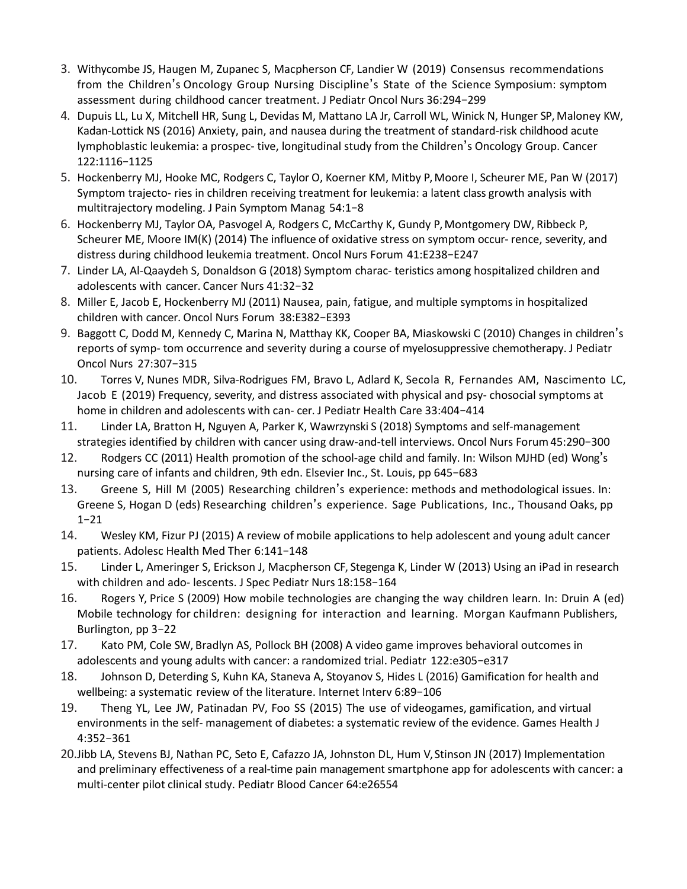3. Withycombe JS, Haugen M, Zupanec S, Macpherson CF, Landier W (2019) Consensus recommendations from the Children's Oncology Group Nursing Discipline's State of the Science Symposium: symptom assessment during childhood cancer treatment. J Pediatr Oncol Nurs 36:294−299
4. Dupuis LL, Lu X, Mitchell HR, Sung L, Devidas M, Mattano LA Jr, Carroll WL, Winick N, Hunger SP, Maloney KW, Kadan-Lottick NS (2016) Anxiety, pain, and nausea during the treatment of standard-risk childhood acute lymphoblastic leukemia: a prospec- tive, longitudinal study from the Children's Oncology Group. Cancer 122:1116−1125
5. Hockenberry MJ, Hooke MC, Rodgers C, Taylor O, Koerner KM, Mitby P, Moore I, Scheurer ME, Pan W (2017) Symptom trajecto- ries in children receiving treatment for leukemia: a latent class growth analysis with multitrajectory modeling. J Pain Symptom Manag 54:1−8
6. Hockenberry MJ, Taylor OA, Pasvogel A, Rodgers C, McCarthy K, Gundy P, Montgomery DW, Ribbeck P, Scheurer ME, Moore IM(K) (2014) The influence of oxidative stress on symptom occur- rence, severity, and distress during childhood leukemia treatment. Oncol Nurs Forum 41:E238−E247
7. Linder LA, Al-Qaaydeh S, Donaldson G (2018) Symptom charac- teristics among hospitalized children and adolescents with cancer. Cancer Nurs 41:32−32
8. Miller E, Jacob E, Hockenberry MJ (2011) Nausea, pain, fatigue, and multiple symptoms in hospitalized children with cancer. Oncol Nurs Forum 38:E382−E393
9. Baggott C, Dodd M, Kennedy C, Marina N, Matthay KK, Cooper BA, Miaskowski C (2010) Changes in children's reports of symp- tom occurrence and severity during a course of myelosuppressive chemotherapy. J Pediatr Oncol Nurs 27:307−315
10. Torres V, Nunes MDR, Silva-Rodrigues FM, Bravo L, Adlard K, Secola R, Fernandes AM, Nascimento LC, Jacob E (2019) Frequency, severity, and distress associated with physical and psy- chosocial symptoms at home in children and adolescents with can- cer. J Pediatr Health Care 33:404−414
11. Linder LA, Bratton H, Nguyen A, Parker K, Wawrzynski S (2018) Symptoms and self-management strategies identified by children with cancer using draw-and-tell interviews. Oncol Nurs Forum 45:290−300
12. Rodgers CC (2011) Health promotion of the school-age child and family. In: Wilson MJHD (ed) Wong's nursing care of infants and children, 9th edn. Elsevier Inc., St. Louis, pp 645−683
13. Greene S, Hill M (2005) Researching children's experience: methods and methodological issues. In: Greene S, Hogan D (eds) Researching children's experience. Sage Publications, Inc., Thousand Oaks, pp 1−21
14. Wesley KM, Fizur PJ (2015) A review of mobile applications to help adolescent and young adult cancer patients. Adolesc Health Med Ther 6:141−148
15. Linder L, Ameringer S, Erickson J, Macpherson CF, Stegenga K, Linder W (2013) Using an iPad in research with children and ado- lescents. J Spec Pediatr Nurs 18:158−164
16. Rogers Y, Price S (2009) How mobile technologies are changing the way children learn. In: Druin A (ed) Mobile technology for children: designing for interaction and learning. Morgan Kaufmann Publishers, Burlington, pp 3−22
17. Kato PM, Cole SW, Bradlyn AS, Pollock BH (2008) A video game improves behavioral outcomes in adolescents and young adults with cancer: a randomized trial. Pediatr 122:e305−e317
18. Johnson D, Deterding S, Kuhn KA, Staneva A, Stoyanov S, Hides L (2016) Gamification for health and wellbeing: a systematic review of the literature. Internet Interv 6:89−106
19. Theng YL, Lee JW, Patinadan PV, Foo SS (2015) The use of videogames, gamification, and virtual environments in the self- management of diabetes: a systematic review of the evidence. Games Health J 4:352−361
20. Jibb LA, Stevens BJ, Nathan PC, Seto E, Cafazzo JA, Johnston DL, Hum V, Stinson JN (2017) Implementation and preliminary effectiveness of a real-time pain management smartphone app for adolescents with cancer: a multi-center pilot clinical study. Pediatr Blood Cancer 64:e26554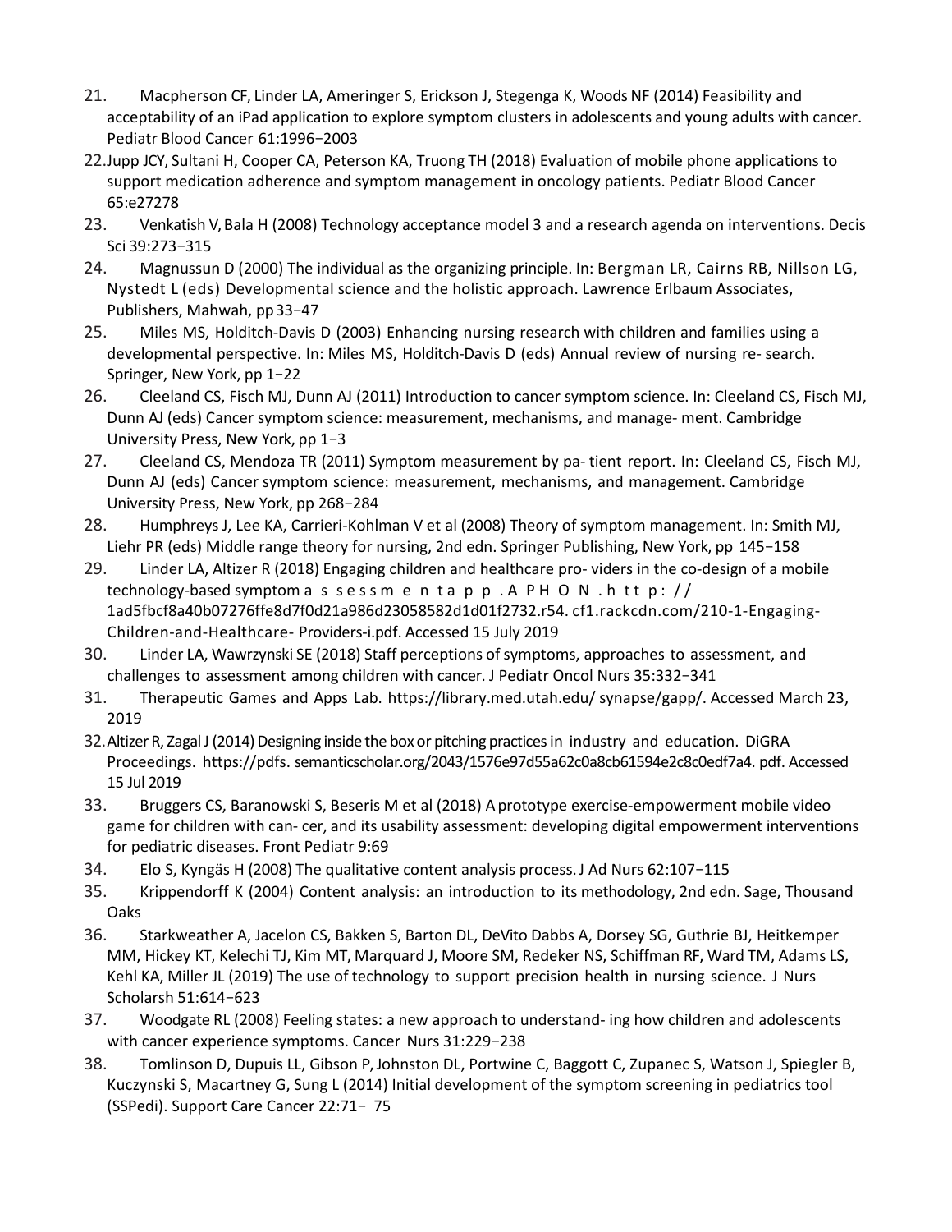21. Macpherson CF, Linder LA, Ameringer S, Erickson J, Stegenga K, Woods NF (2014) Feasibility and acceptability of an iPad application to explore symptom clusters in adolescents and young adults with cancer. Pediatr Blood Cancer 61:1996−2003
22. Jupp JCY, Sultani H, Cooper CA, Peterson KA, Truong TH (2018) Evaluation of mobile phone applications to support medication adherence and symptom management in oncology patients. Pediatr Blood Cancer 65:e27278
23. Venkatish V, Bala H (2008) Technology acceptance model 3 and a research agenda on interventions. Decis Sci 39:273−315
24. Magnussun D (2000) The individual as the organizing principle. In: Bergman LR, Cairns RB, Nillson LG, Nystedt L (eds) Developmental science and the holistic approach. Lawrence Erlbaum Associates, Publishers, Mahwah, pp 33−47
25. Miles MS, Holditch-Davis D (2003) Enhancing nursing research with children and families using a developmental perspective. In: Miles MS, Holditch-Davis D (eds) Annual review of nursing re- search. Springer, New York, pp 1−22
26. Cleeland CS, Fisch MJ, Dunn AJ (2011) Introduction to cancer symptom science. In: Cleeland CS, Fisch MJ, Dunn AJ (eds) Cancer symptom science: measurement, mechanisms, and manage- ment. Cambridge University Press, New York, pp 1−3
27. Cleeland CS, Mendoza TR (2011) Symptom measurement by pa- tient report. In: Cleeland CS, Fisch MJ, Dunn AJ (eds) Cancer symptom science: measurement, mechanisms, and management. Cambridge University Press, New York, pp 268−284
28. Humphreys J, Lee KA, Carrieri-Kohlman V et al (2008) Theory of symptom management. In: Smith MJ, Liehr PR (eds) Middle range theory for nursing, 2nd edn. Springer Publishing, New York, pp 145−158
29. Linder LA, Altizer R (2018) Engaging children and healthcare pro- viders in the co-design of a mobile technology-based symptom assessment app. APHON. http:// 1ad5fbcf8a40b07276ffe8d7f0d21a986d23058582d1d01f2732.r54. cf1.rackcdn.com/210-1-Engaging-Children-and-Healthcare- Providers-i.pdf. Accessed 15 July 2019
30. Linder LA, Wawrzynski SE (2018) Staff perceptions of symptoms, approaches to assessment, and challenges to assessment among children with cancer. J Pediatr Oncol Nurs 35:332−341
31. Therapeutic Games and Apps Lab. https://library.med.utah.edu/ synapse/gapp/. Accessed March 23, 2019
32. Altizer R, Zagal J (2014) Designing inside the box or pitching practices in industry and education. DiGRA Proceedings. https://pdfs. semanticscholar.org/2043/1576e97d55a62c0a8cb61594e2c8c0edf7a4. pdf. Accessed 15 Jul 2019
33. Bruggers CS, Baranowski S, Beseris M et al (2018) A prototype exercise-empowerment mobile video game for children with can- cer, and its usability assessment: developing digital empowerment interventions for pediatric diseases. Front Pediatr 9:69
34. Elo S, Kyngäs H (2008) The qualitative content analysis process. J Ad Nurs 62:107−115
35. Krippendorff K (2004) Content analysis: an introduction to its methodology, 2nd edn. Sage, Thousand Oaks
36. Starkweather A, Jacelon CS, Bakken S, Barton DL, DeVito Dabbs A, Dorsey SG, Guthrie BJ, Heitkemper MM, Hickey KT, Kelechi TJ, Kim MT, Marquard J, Moore SM, Redeker NS, Schiffman RF, Ward TM, Adams LS, Kehl KA, Miller JL (2019) The use of technology to support precision health in nursing science. J Nurs Scholarsh 51:614−623
37. Woodgate RL (2008) Feeling states: a new approach to understand- ing how children and adolescents with cancer experience symptoms. Cancer Nurs 31:229−238
38. Tomlinson D, Dupuis LL, Gibson P, Johnston DL, Portwine C, Baggott C, Zupanec S, Watson J, Spiegler B, Kuczynski S, Macartney G, Sung L (2014) Initial development of the symptom screening in pediatrics tool (SSPedi). Support Care Cancer 22:71− 75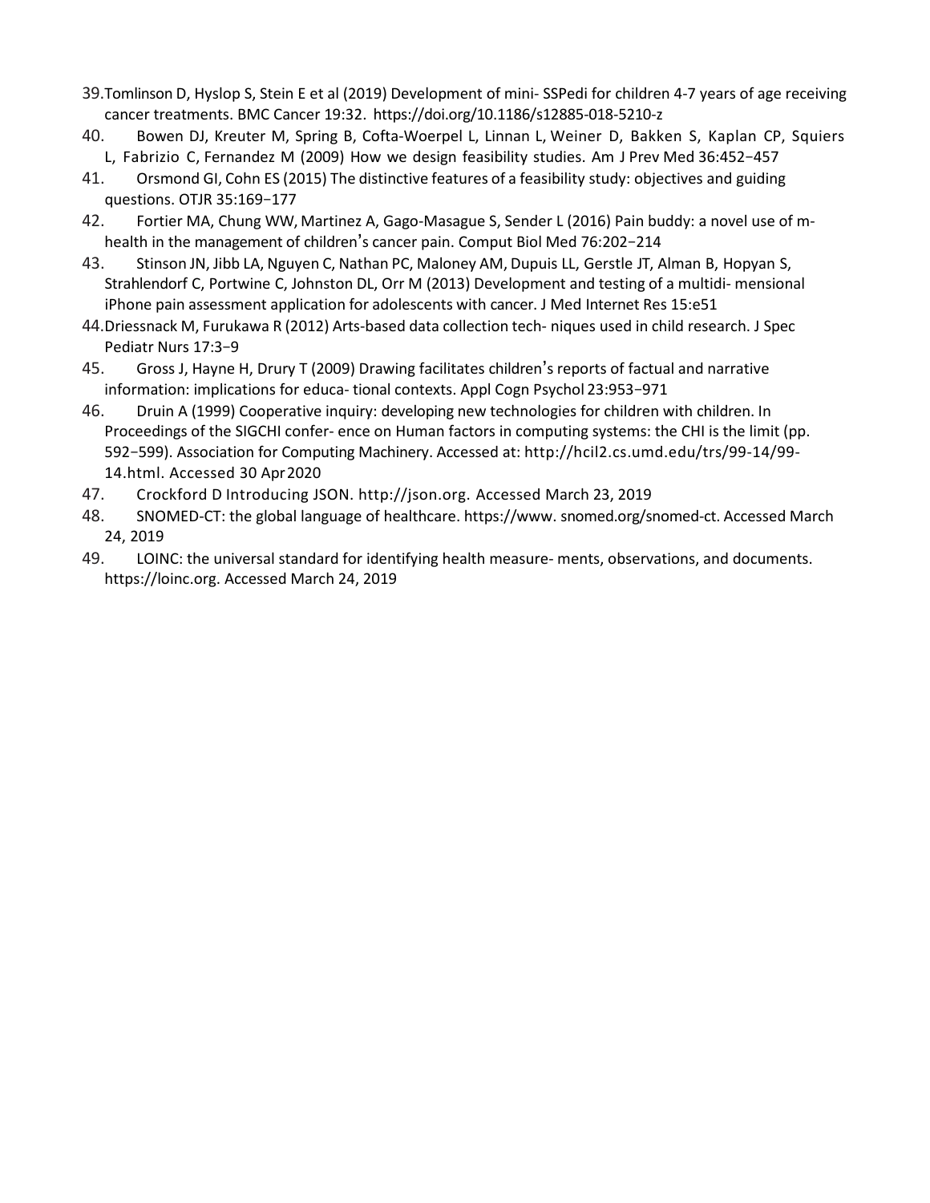39. Tomlinson D, Hyslop S, Stein E et al (2019) Development of mini- SSPedi for children 4-7 years of age receiving cancer treatments. BMC Cancer 19:32. https://doi.org/10.1186/s12885-018-5210-z
40. Bowen DJ, Kreuter M, Spring B, Cofta-Woerpel L, Linnan L, Weiner D, Bakken S, Kaplan CP, Squiers L, Fabrizio C, Fernandez M (2009) How we design feasibility studies. Am J Prev Med 36:452−457
41. Orsmond GI, Cohn ES (2015) The distinctive features of a feasibility study: objectives and guiding questions. OTJR 35:169−177
42. Fortier MA, Chung WW, Martinez A, Gago-Masague S, Sender L (2016) Pain buddy: a novel use of m-health in the management of children's cancer pain. Comput Biol Med 76:202−214
43. Stinson JN, Jibb LA, Nguyen C, Nathan PC, Maloney AM, Dupuis LL, Gerstle JT, Alman B, Hopyan S, Strahlendorf C, Portwine C, Johnston DL, Orr M (2013) Development and testing of a multidi- mensional iPhone pain assessment application for adolescents with cancer. J Med Internet Res 15:e51
44. Driessnack M, Furukawa R (2012) Arts-based data collection tech- niques used in child research. J Spec Pediatr Nurs 17:3−9
45. Gross J, Hayne H, Drury T (2009) Drawing facilitates children's reports of factual and narrative information: implications for educa- tional contexts. Appl Cogn Psychol 23:953−971
46. Druin A (1999) Cooperative inquiry: developing new technologies for children with children. In Proceedings of the SIGCHI confer- ence on Human factors in computing systems: the CHI is the limit (pp. 592−599). Association for Computing Machinery. Accessed at: http://hcil2.cs.umd.edu/trs/99-14/99-14.html. Accessed 30 Apr 2020
47. Crockford D Introducing JSON. http://json.org. Accessed March 23, 2019
48. SNOMED-CT: the global language of healthcare. https://www. snomed.org/snomed-ct. Accessed March 24, 2019
49. LOINC: the universal standard for identifying health measure- ments, observations, and documents. https://loinc.org. Accessed March 24, 2019